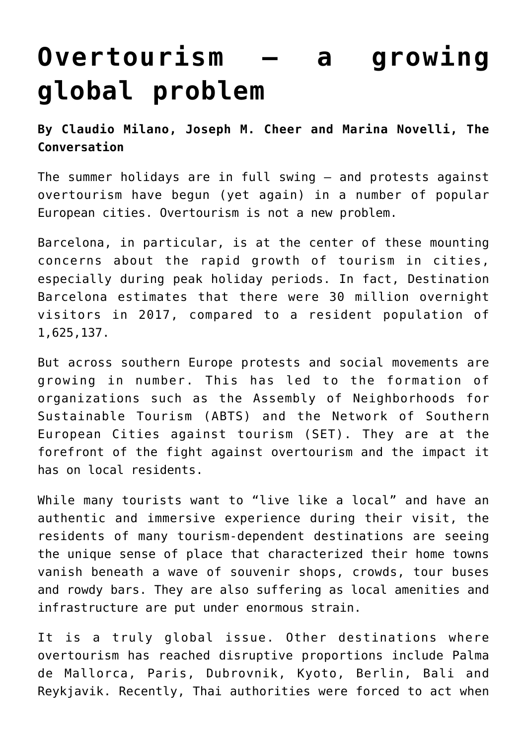# Overtourism – a growing global problem

**By Claudio Milano, Joseph M. Cheer and Marina Novelli, The Conversation**

The summer holidays are in full swing – and protests against overtourism have begun (yet again) in a number of popular European cities. Overtourism is not a new problem.

Barcelona, in particular, is at the center of these mounting concerns about the rapid growth of tourism in cities, especially during peak holiday periods. In fact, Destination Barcelona estimates that there were 30 million overnight visitors in 2017, compared to a resident population of 1,625,137.

But across southern Europe protests and social movements are growing in number. This has led to the formation of organizations such as the Assembly of Neighborhoods for Sustainable Tourism (ABTS) and the Network of Southern European Cities against tourism (SET). They are at the forefront of the fight against overtourism and the impact it has on local residents.

While many tourists want to "live like a local" and have an authentic and immersive experience during their visit, the residents of many tourism-dependent destinations are seeing the unique sense of place that characterized their home towns vanish beneath a wave of souvenir shops, crowds, tour buses and rowdy bars. They are also suffering as local amenities and infrastructure are put under enormous strain.

It is a truly global issue. Other destinations where overtourism has reached disruptive proportions include Palma de Mallorca, Paris, Dubrovnik, Kyoto, Berlin, Bali and Reykjavik. Recently, Thai authorities were forced to act when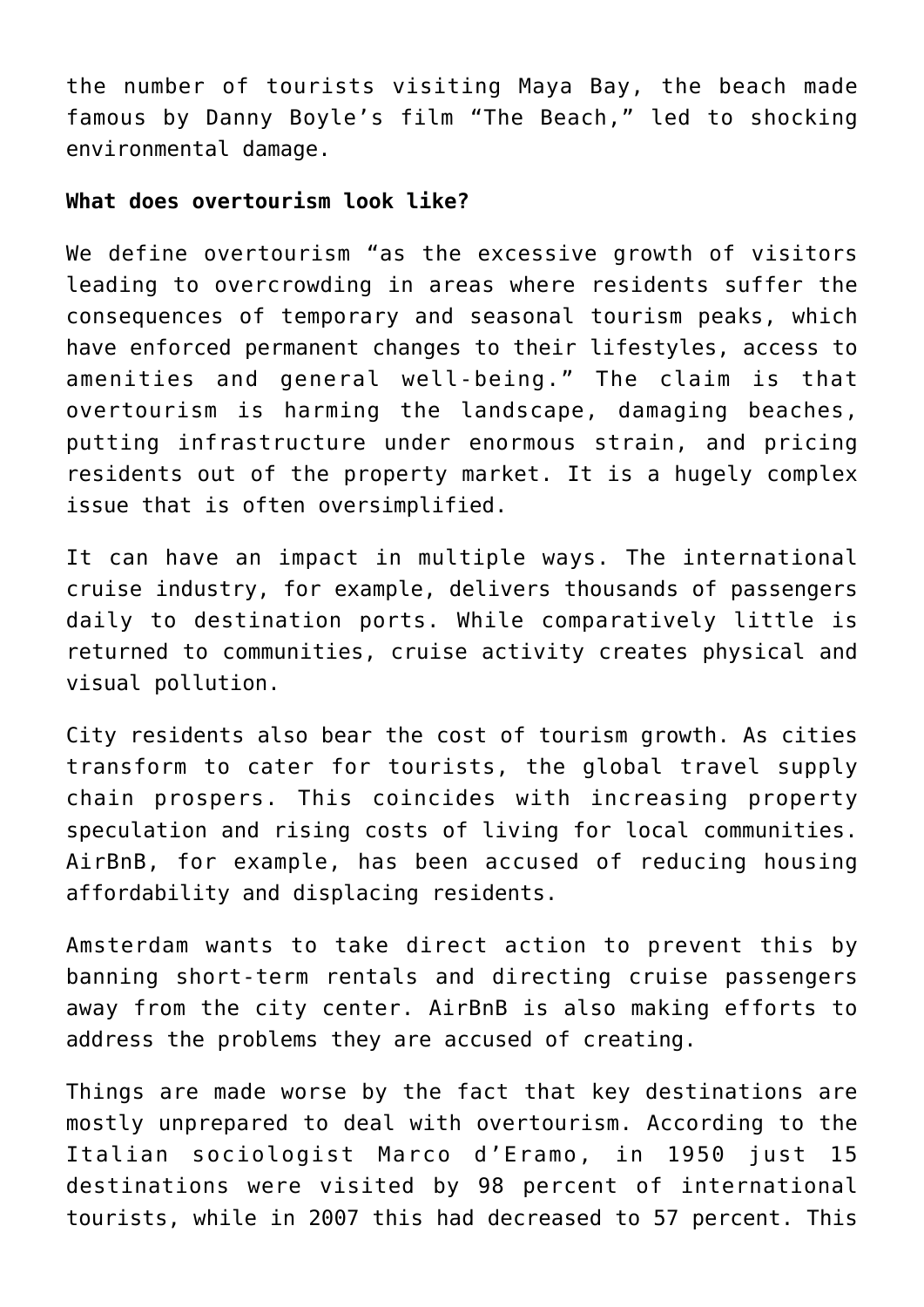the number of tourists visiting Maya Bay, the beach made famous by Danny Boyle's film "The Beach," led to shocking environmental damage.

**What does overtourism look like?**

We define overtourism "as the excessive growth of visitors leading to overcrowding in areas where residents suffer the consequences of temporary and seasonal tourism peaks, which have enforced permanent changes to their lifestyles, access to amenities and general well-being." The claim is that overtourism is harming the landscape, damaging beaches, putting infrastructure under enormous strain, and pricing residents out of the property market. It is a hugely complex issue that is often oversimplified.

It can have an impact in multiple ways. The international cruise industry, for example, delivers thousands of passengers daily to destination ports. While comparatively little is returned to communities, cruise activity creates physical and visual pollution.

City residents also bear the cost of tourism growth. As cities transform to cater for tourists, the global travel supply chain prospers. This coincides with increasing property speculation and rising costs of living for local communities. AirBnB, for example, has been accused of reducing housing affordability and displacing residents.

Amsterdam wants to take direct action to prevent this by banning short-term rentals and directing cruise passengers away from the city center. AirBnB is also making efforts to address the problems they are accused of creating.

Things are made worse by the fact that key destinations are mostly unprepared to deal with overtourism. According to the Italian sociologist Marco d'Eramo, in 1950 just 15 destinations were visited by 98 percent of international tourists, while in 2007 this had decreased to 57 percent. This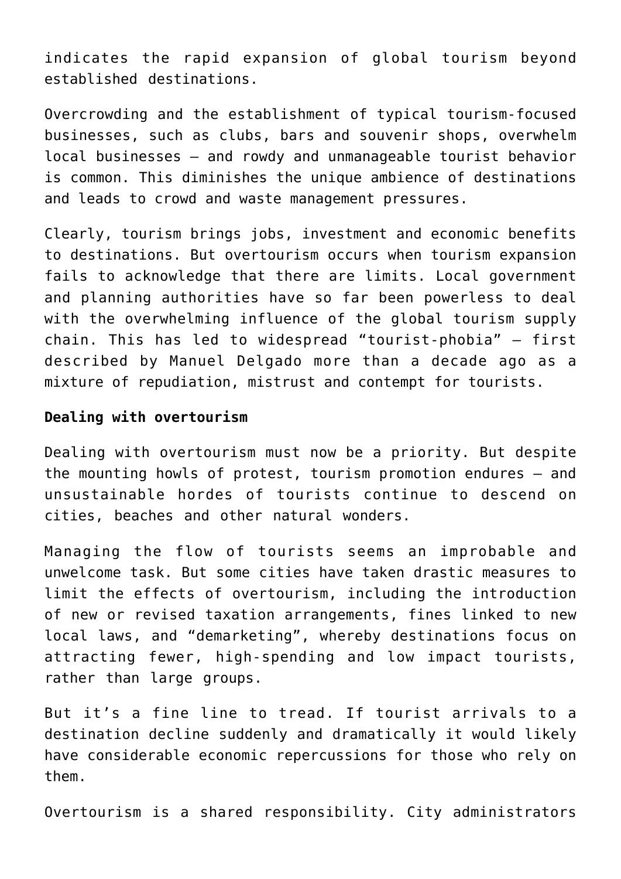indicates the rapid expansion of global tourism beyond established destinations.

Overcrowding and the establishment of typical tourism-focused businesses, such as clubs, bars and souvenir shops, overwhelm local businesses – and rowdy and unmanageable tourist behavior is common. This diminishes the unique ambience of destinations and leads to crowd and waste management pressures.

Clearly, tourism brings jobs, investment and economic benefits to destinations. But overtourism occurs when tourism expansion fails to acknowledge that there are limits. Local government and planning authorities have so far been powerless to deal with the overwhelming influence of the global tourism supply chain. This has led to widespread "tourist-phobia" – first described by Manuel Delgado more than a decade ago as a mixture of repudiation, mistrust and contempt for tourists.

**Dealing with overtourism**

Dealing with overtourism must now be a priority. But despite the mounting howls of protest, tourism promotion endures – and unsustainable hordes of tourists continue to descend on cities, beaches and other natural wonders.

Managing the flow of tourists seems an improbable and unwelcome task. But some cities have taken drastic measures to limit the effects of overtourism, including the introduction of new or revised taxation arrangements, fines linked to new local laws, and "demarketing", whereby destinations focus on attracting fewer, high-spending and low impact tourists, rather than large groups.

But it's a fine line to tread. If tourist arrivals to a destination decline suddenly and dramatically it would likely have considerable economic repercussions for those who rely on them.

Overtourism is a shared responsibility. City administrators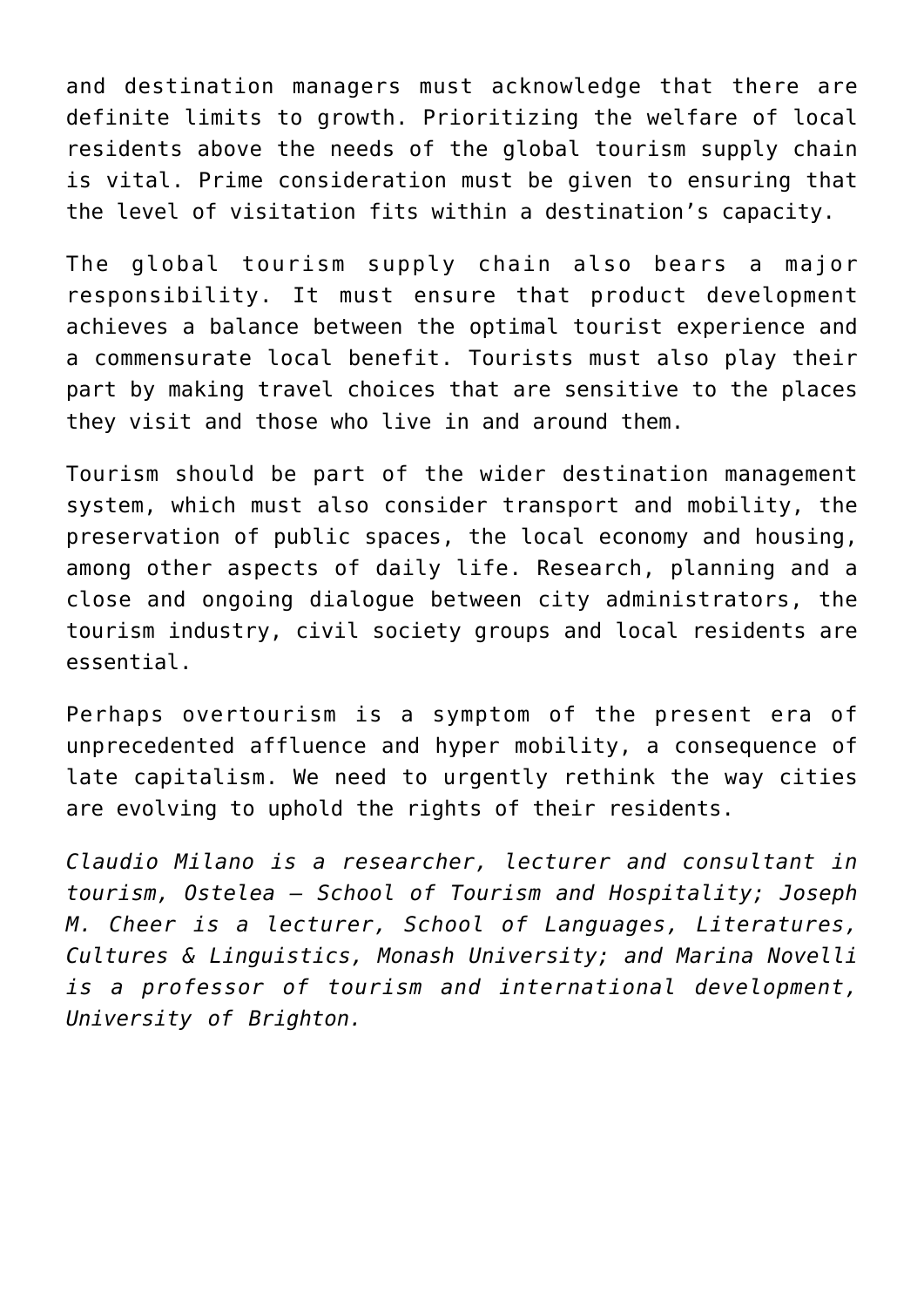and destination managers must acknowledge that there are definite limits to growth. Prioritizing the welfare of local residents above the needs of the global tourism supply chain is vital. Prime consideration must be given to ensuring that the level of visitation fits within a destination's capacity.

The global tourism supply chain also bears a major responsibility. It must ensure that product development achieves a balance between the optimal tourist experience and a commensurate local benefit. Tourists must also play their part by making travel choices that are sensitive to the places they visit and those who live in and around them.

Tourism should be part of the wider destination management system, which must also consider transport and mobility, the preservation of public spaces, the local economy and housing, among other aspects of daily life. Research, planning and a close and ongoing dialogue between city administrators, the tourism industry, civil society groups and local residents are essential.

Perhaps overtourism is a symptom of the present era of unprecedented affluence and hyper mobility, a consequence of late capitalism. We need to urgently rethink the way cities are evolving to uphold the rights of their residents.

*Claudio Milano is a researcher, lecturer and consultant in tourism, Ostelea – School of Tourism and Hospitality; Joseph M. Cheer is a lecturer, School of Languages, Literatures, Cultures & Linguistics, Monash University; and Marina Novelli is a professor of tourism and international development, University of Brighton.*